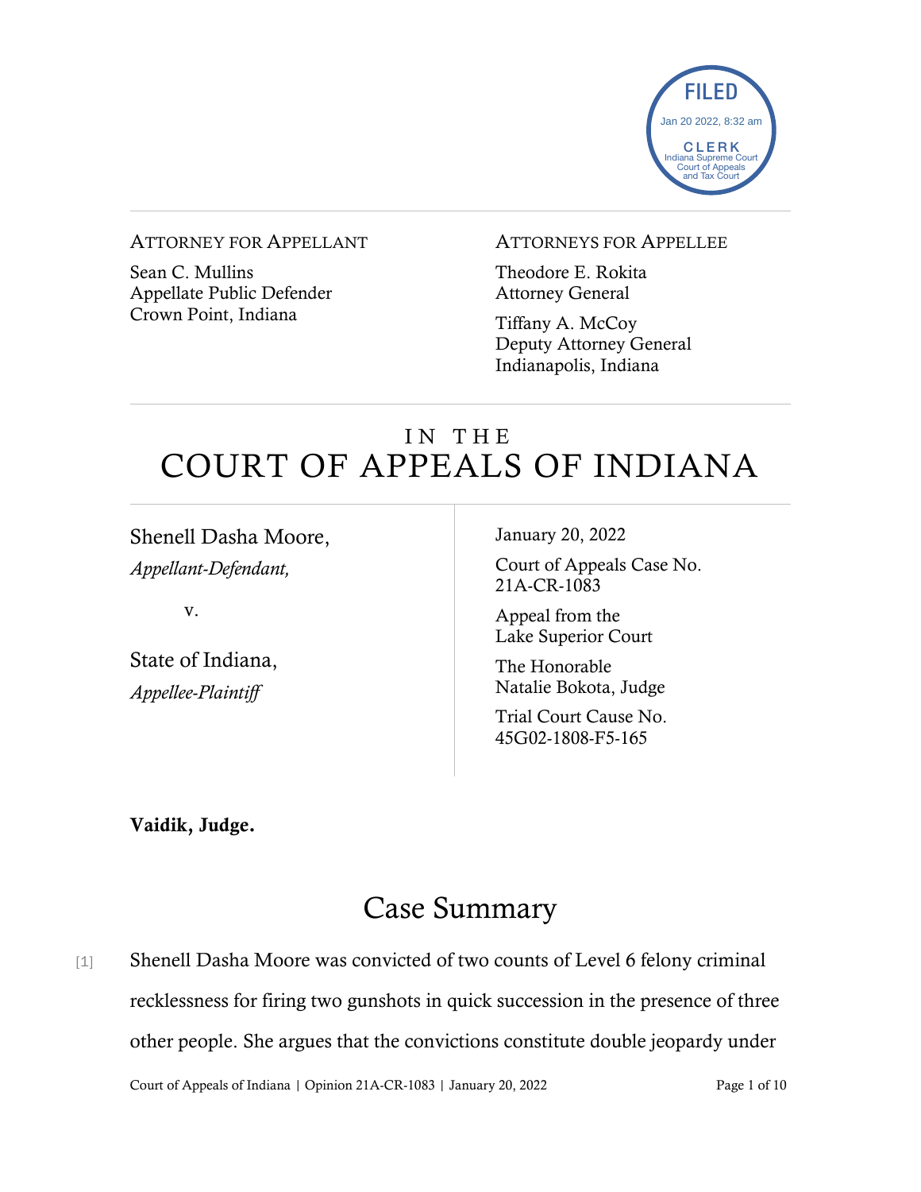FILED
Jan 20 2022, 8:32 am
CLERK
Indiana Supreme Court
Court of Appeals
and Tax Court

ATTORNEY FOR APPELLANT

Sean C. Mullins
Appellate Public Defender
Crown Point, Indiana

ATTORNEYS FOR APPELLEE

Theodore E. Rokita
Attorney General

Tiffany A. McCoy
Deputy Attorney General
Indianapolis, Indiana

# IN THE COURT OF APPEALS OF INDIANA

Shenell Dasha Moore,
*Appellant-Defendant,*

v.

State of Indiana,
*Appellee-Plaintiff*

January 20, 2022

Court of Appeals Case No. 21A-CR-1083

Appeal from the Lake Superior Court

The Honorable Natalie Bokota, Judge

Trial Court Cause No. 45G02-1808-F5-165

**Vaidik, Judge.**

## Case Summary

[1] Shenell Dasha Moore was convicted of two counts of Level 6 felony criminal recklessness for firing two gunshots in quick succession in the presence of three other people. She argues that the convictions constitute double jeopardy under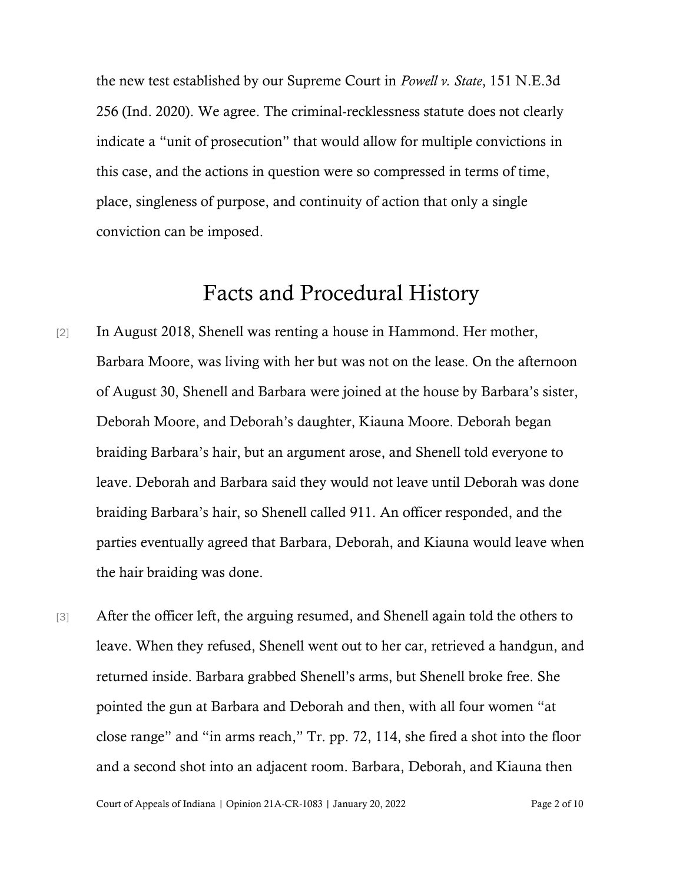the new test established by our Supreme Court in *Powell v. State*, 151 N.E.3d 256 (Ind. 2020). We agree. The criminal-recklessness statute does not clearly indicate a "unit of prosecution" that would allow for multiple convictions in this case, and the actions in question were so compressed in terms of time, place, singleness of purpose, and continuity of action that only a single conviction can be imposed.

# Facts and Procedural History

[2] In August 2018, Shenell was renting a house in Hammond. Her mother, Barbara Moore, was living with her but was not on the lease. On the afternoon of August 30, Shenell and Barbara were joined at the house by Barbara's sister, Deborah Moore, and Deborah's daughter, Kiauna Moore. Deborah began braiding Barbara's hair, but an argument arose, and Shenell told everyone to leave. Deborah and Barbara said they would not leave until Deborah was done braiding Barbara's hair, so Shenell called 911. An officer responded, and the parties eventually agreed that Barbara, Deborah, and Kiauna would leave when the hair braiding was done.

[3] After the officer left, the arguing resumed, and Shenell again told the others to leave. When they refused, Shenell went out to her car, retrieved a handgun, and returned inside. Barbara grabbed Shenell's arms, but Shenell broke free. She pointed the gun at Barbara and Deborah and then, with all four women "at close range" and "in arms reach," Tr. pp. 72, 114, she fired a shot into the floor and a second shot into an adjacent room. Barbara, Deborah, and Kiauna then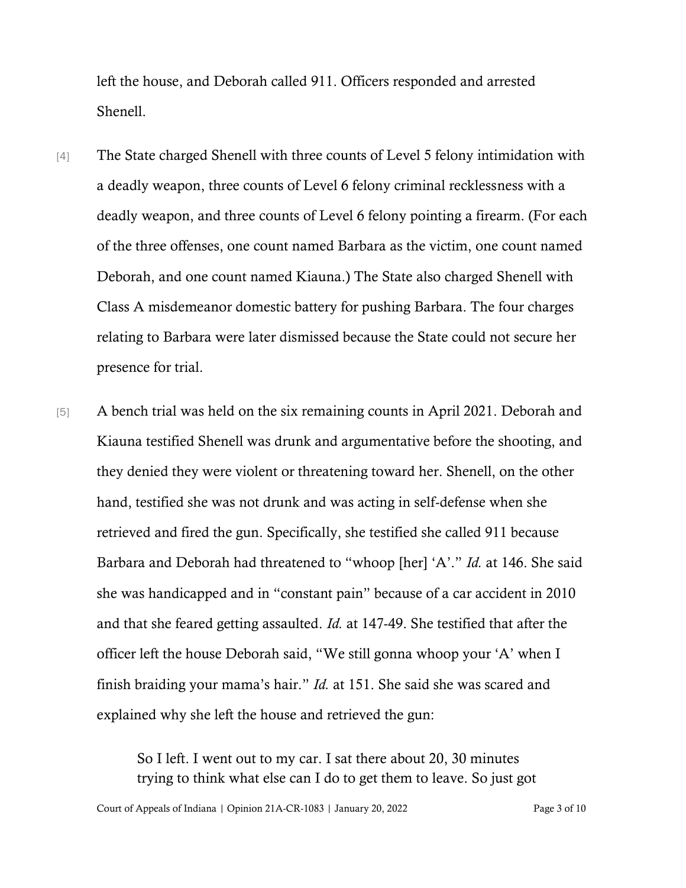left the house, and Deborah called 911. Officers responded and arrested Shenell.

[4] The State charged Shenell with three counts of Level 5 felony intimidation with a deadly weapon, three counts of Level 6 felony criminal recklessness with a deadly weapon, and three counts of Level 6 felony pointing a firearm. (For each of the three offenses, one count named Barbara as the victim, one count named Deborah, and one count named Kiauna.) The State also charged Shenell with Class A misdemeanor domestic battery for pushing Barbara. The four charges relating to Barbara were later dismissed because the State could not secure her presence for trial.

[5] A bench trial was held on the six remaining counts in April 2021. Deborah and Kiauna testified Shenell was drunk and argumentative before the shooting, and they denied they were violent or threatening toward her. Shenell, on the other hand, testified she was not drunk and was acting in self-defense when she retrieved and fired the gun. Specifically, she testified she called 911 because Barbara and Deborah had threatened to "whoop [her] 'A'." *Id.* at 146. She said she was handicapped and in "constant pain" because of a car accident in 2010 and that she feared getting assaulted. *Id.* at 147-49. She testified that after the officer left the house Deborah said, "We still gonna whoop your 'A' when I finish braiding your mama's hair." *Id.* at 151. She said she was scared and explained why she left the house and retrieved the gun:

> So I left. I went out to my car. I sat there about 20, 30 minutes trying to think what else can I do to get them to leave. So just got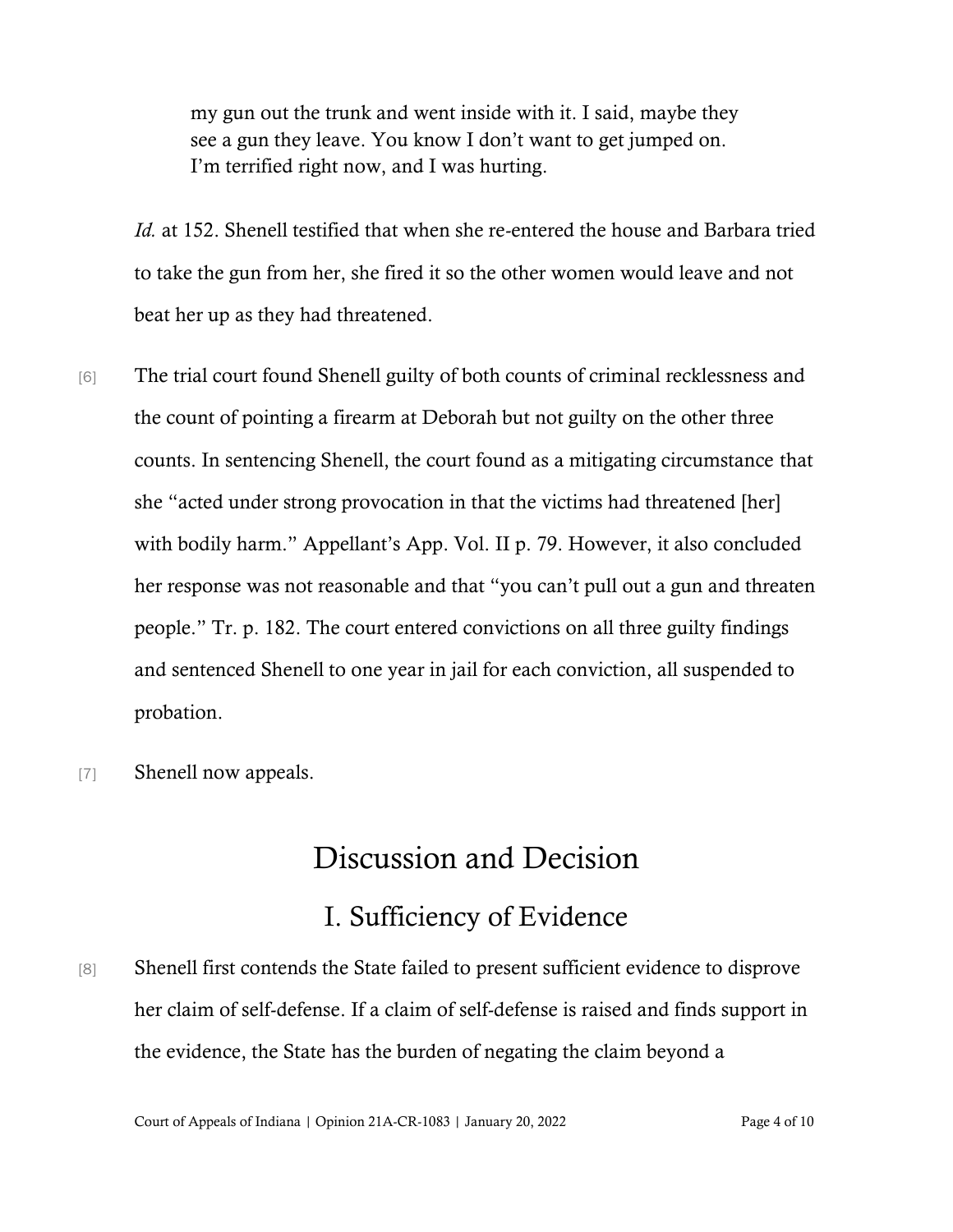> my gun out the trunk and went inside with it. I said, maybe they see a gun they leave. You know I don't want to get jumped on. I'm terrified right now, and I was hurting.

*Id.* at 152. Shenell testified that when she re-entered the house and Barbara tried to take the gun from her, she fired it so the other women would leave and not beat her up as they had threatened.

[6] The trial court found Shenell guilty of both counts of criminal recklessness and the count of pointing a firearm at Deborah but not guilty on the other three counts. In sentencing Shenell, the court found as a mitigating circumstance that she "acted under strong provocation in that the victims had threatened [her] with bodily harm." Appellant's App. Vol. II p. 79. However, it also concluded her response was not reasonable and that "you can't pull out a gun and threaten people." Tr. p. 182. The court entered convictions on all three guilty findings and sentenced Shenell to one year in jail for each conviction, all suspended to probation.

[7] Shenell now appeals.

# Discussion and Decision

## I. Sufficiency of Evidence

[8] Shenell first contends the State failed to present sufficient evidence to disprove her claim of self-defense. If a claim of self-defense is raised and finds support in the evidence, the State has the burden of negating the claim beyond a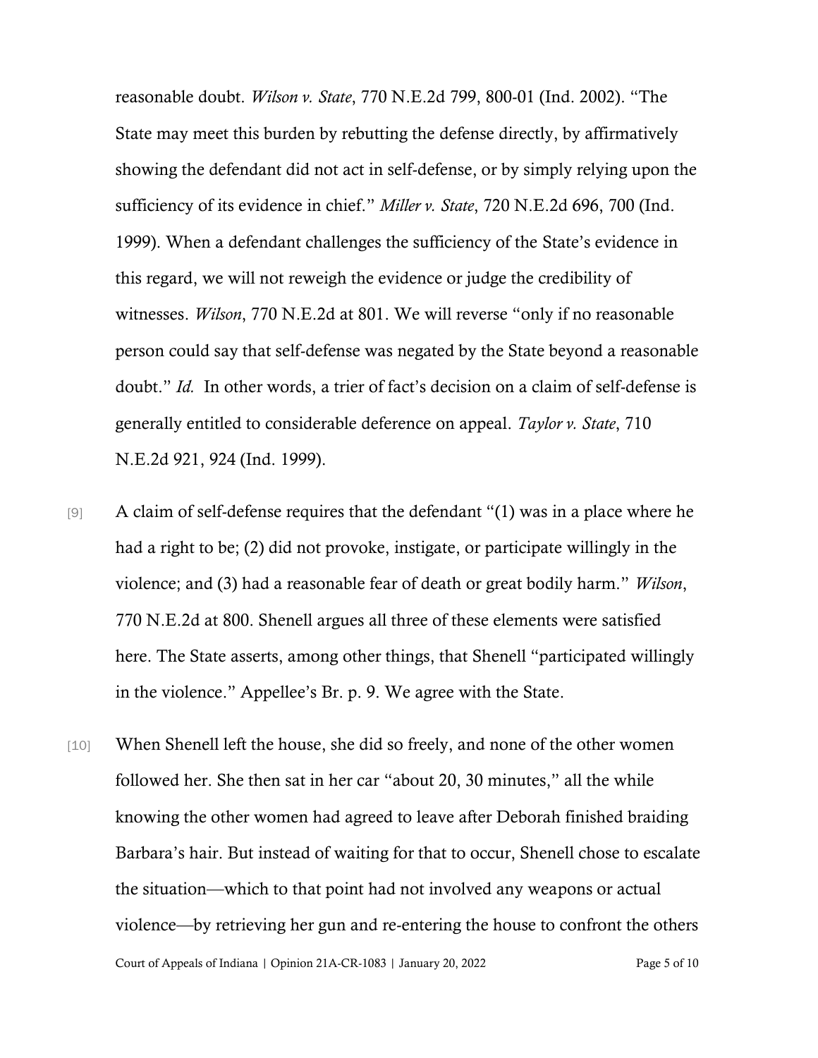reasonable doubt. *Wilson v. State*, 770 N.E.2d 799, 800-01 (Ind. 2002). "The State may meet this burden by rebutting the defense directly, by affirmatively showing the defendant did not act in self-defense, or by simply relying upon the sufficiency of its evidence in chief." *Miller v. State*, 720 N.E.2d 696, 700 (Ind. 1999). When a defendant challenges the sufficiency of the State's evidence in this regard, we will not reweigh the evidence or judge the credibility of witnesses. *Wilson*, 770 N.E.2d at 801. We will reverse "only if no reasonable person could say that self-defense was negated by the State beyond a reasonable doubt." *Id.* In other words, a trier of fact's decision on a claim of self-defense is generally entitled to considerable deference on appeal. *Taylor v. State*, 710 N.E.2d 921, 924 (Ind. 1999).

[9] A claim of self-defense requires that the defendant "(1) was in a place where he had a right to be; (2) did not provoke, instigate, or participate willingly in the violence; and (3) had a reasonable fear of death or great bodily harm." *Wilson*, 770 N.E.2d at 800. Shenell argues all three of these elements were satisfied here. The State asserts, among other things, that Shenell "participated willingly in the violence." Appellee's Br. p. 9. We agree with the State.

[10] When Shenell left the house, she did so freely, and none of the other women followed her. She then sat in her car "about 20, 30 minutes," all the while knowing the other women had agreed to leave after Deborah finished braiding Barbara's hair. But instead of waiting for that to occur, Shenell chose to escalate the situation—which to that point had not involved any weapons or actual violence—by retrieving her gun and re-entering the house to confront the others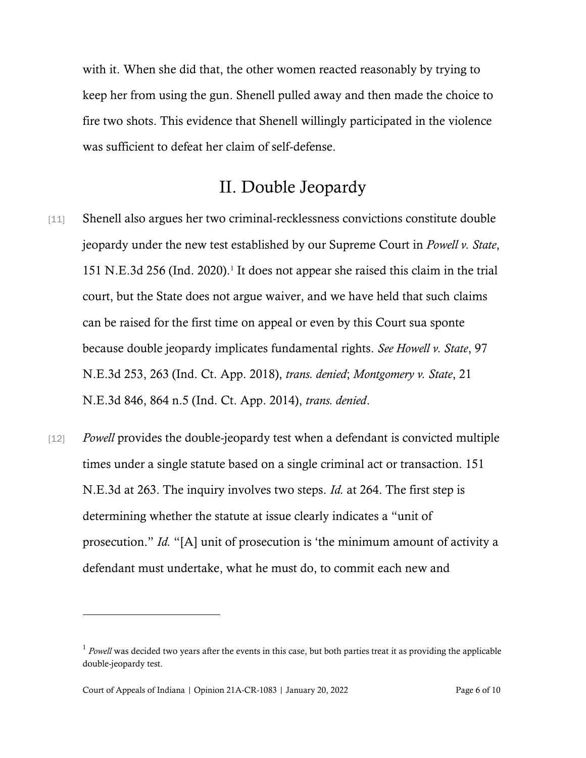with it. When she did that, the other women reacted reasonably by trying to keep her from using the gun. Shenell pulled away and then made the choice to fire two shots. This evidence that Shenell willingly participated in the violence was sufficient to defeat her claim of self-defense.

## II. Double Jeopardy

[11] Shenell also argues her two criminal-recklessness convictions constitute double jeopardy under the new test established by our Supreme Court in *Powell v. State*, 151 N.E.3d 256 (Ind. 2020).[1] It does not appear she raised this claim in the trial court, but the State does not argue waiver, and we have held that such claims can be raised for the first time on appeal or even by this Court sua sponte because double jeopardy implicates fundamental rights. *See Howell v. State*, 97 N.E.3d 253, 263 (Ind. Ct. App. 2018), *trans. denied*; *Montgomery v. State*, 21 N.E.3d 846, 864 n.5 (Ind. Ct. App. 2014), *trans. denied*.

[12] *Powell* provides the double-jeopardy test when a defendant is convicted multiple times under a single statute based on a single criminal act or transaction. 151 N.E.3d at 263. The inquiry involves two steps. *Id.* at 264. The first step is determining whether the statute at issue clearly indicates a "unit of prosecution." *Id.* "[A] unit of prosecution is 'the minimum amount of activity a defendant must undertake, what he must do, to commit each new and

---

[1] *Powell* was decided two years after the events in this case, but both parties treat it as providing the applicable double-jeopardy test.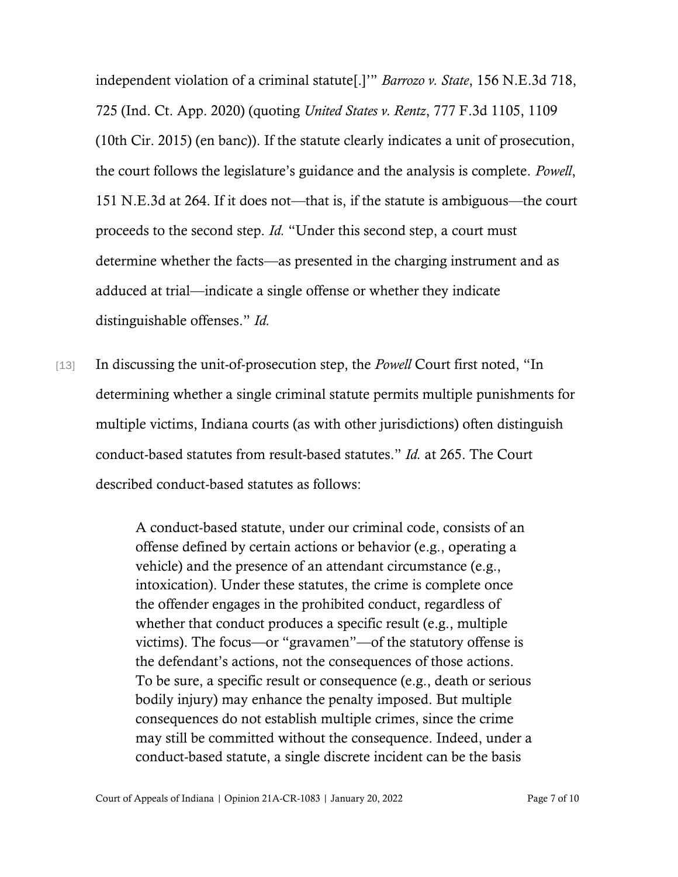independent violation of a criminal statute[.]'" *Barrozo v. State*, 156 N.E.3d 718, 725 (Ind. Ct. App. 2020) (quoting *United States v. Rentz*, 777 F.3d 1105, 1109 (10th Cir. 2015) (en banc)). If the statute clearly indicates a unit of prosecution, the court follows the legislature's guidance and the analysis is complete. *Powell*, 151 N.E.3d at 264. If it does not—that is, if the statute is ambiguous—the court proceeds to the second step. *Id.* "Under this second step, a court must determine whether the facts—as presented in the charging instrument and as adduced at trial—indicate a single offense or whether they indicate distinguishable offenses." *Id.*

[13] In discussing the unit-of-prosecution step, the *Powell* Court first noted, "In determining whether a single criminal statute permits multiple punishments for multiple victims, Indiana courts (as with other jurisdictions) often distinguish conduct-based statutes from result-based statutes." *Id.* at 265. The Court described conduct-based statutes as follows:

> A conduct-based statute, under our criminal code, consists of an offense defined by certain actions or behavior (e.g., operating a vehicle) and the presence of an attendant circumstance (e.g., intoxication). Under these statutes, the crime is complete once the offender engages in the prohibited conduct, regardless of whether that conduct produces a specific result (e.g., multiple victims). The focus—or "gravamen"—of the statutory offense is the defendant's actions, not the consequences of those actions. To be sure, a specific result or consequence (e.g., death or serious bodily injury) may enhance the penalty imposed. But multiple consequences do not establish multiple crimes, since the crime may still be committed without the consequence. Indeed, under a conduct-based statute, a single discrete incident can be the basis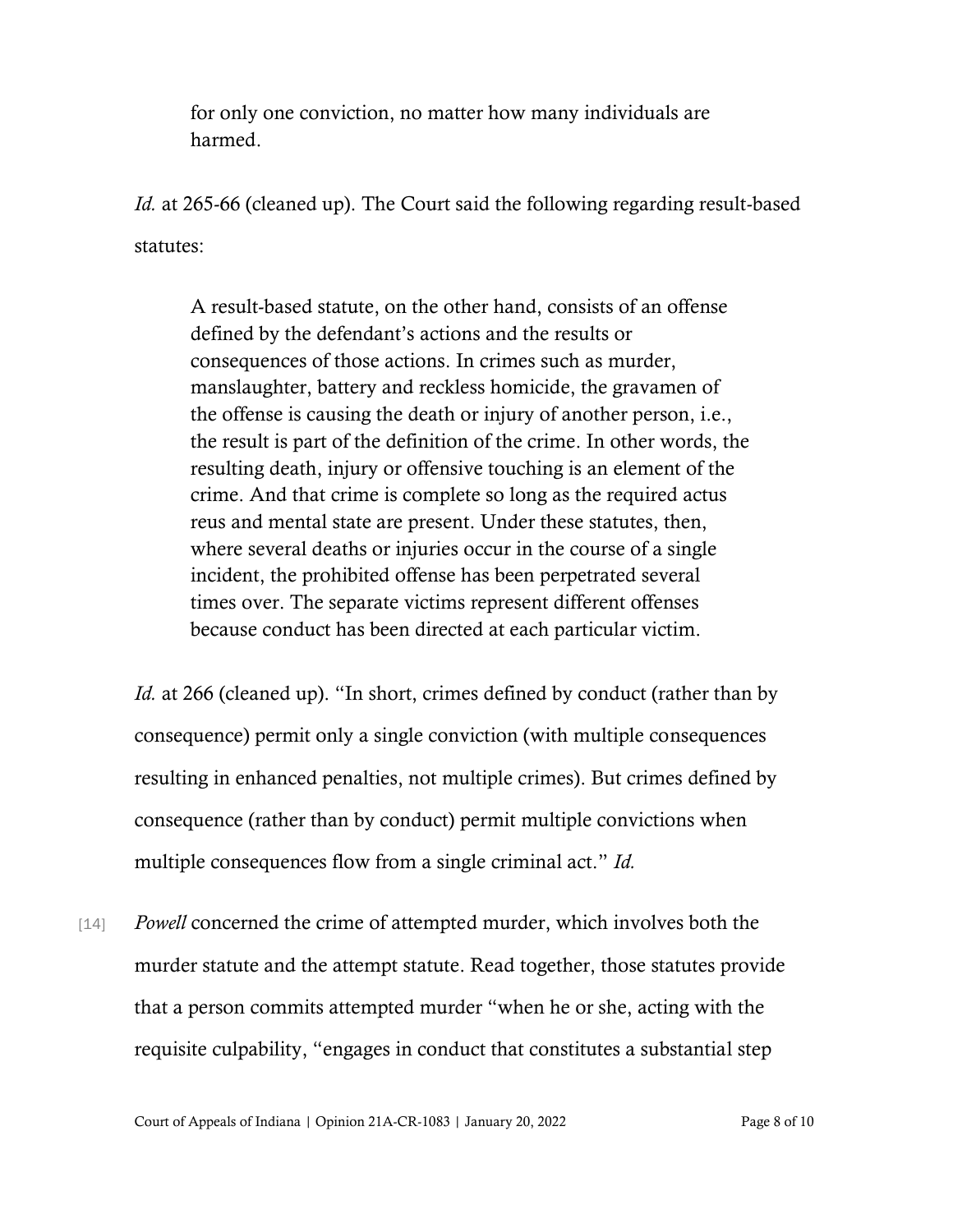> for only one conviction, no matter how many individuals are harmed.

*Id.* at 265-66 (cleaned up). The Court said the following regarding result-based statutes:

> A result-based statute, on the other hand, consists of an offense defined by the defendant's actions and the results or consequences of those actions. In crimes such as murder, manslaughter, battery and reckless homicide, the gravamen of the offense is causing the death or injury of another person, i.e., the result is part of the definition of the crime. In other words, the resulting death, injury or offensive touching is an element of the crime. And that crime is complete so long as the required actus reus and mental state are present. Under these statutes, then, where several deaths or injuries occur in the course of a single incident, the prohibited offense has been perpetrated several times over. The separate victims represent different offenses because conduct has been directed at each particular victim.

*Id.* at 266 (cleaned up). "In short, crimes defined by conduct (rather than by consequence) permit only a single conviction (with multiple consequences resulting in enhanced penalties, not multiple crimes). But crimes defined by consequence (rather than by conduct) permit multiple convictions when multiple consequences flow from a single criminal act." *Id.*

[14] *Powell* concerned the crime of attempted murder, which involves both the murder statute and the attempt statute. Read together, those statutes provide that a person commits attempted murder "when he or she, acting with the requisite culpability, "engages in conduct that constitutes a substantial step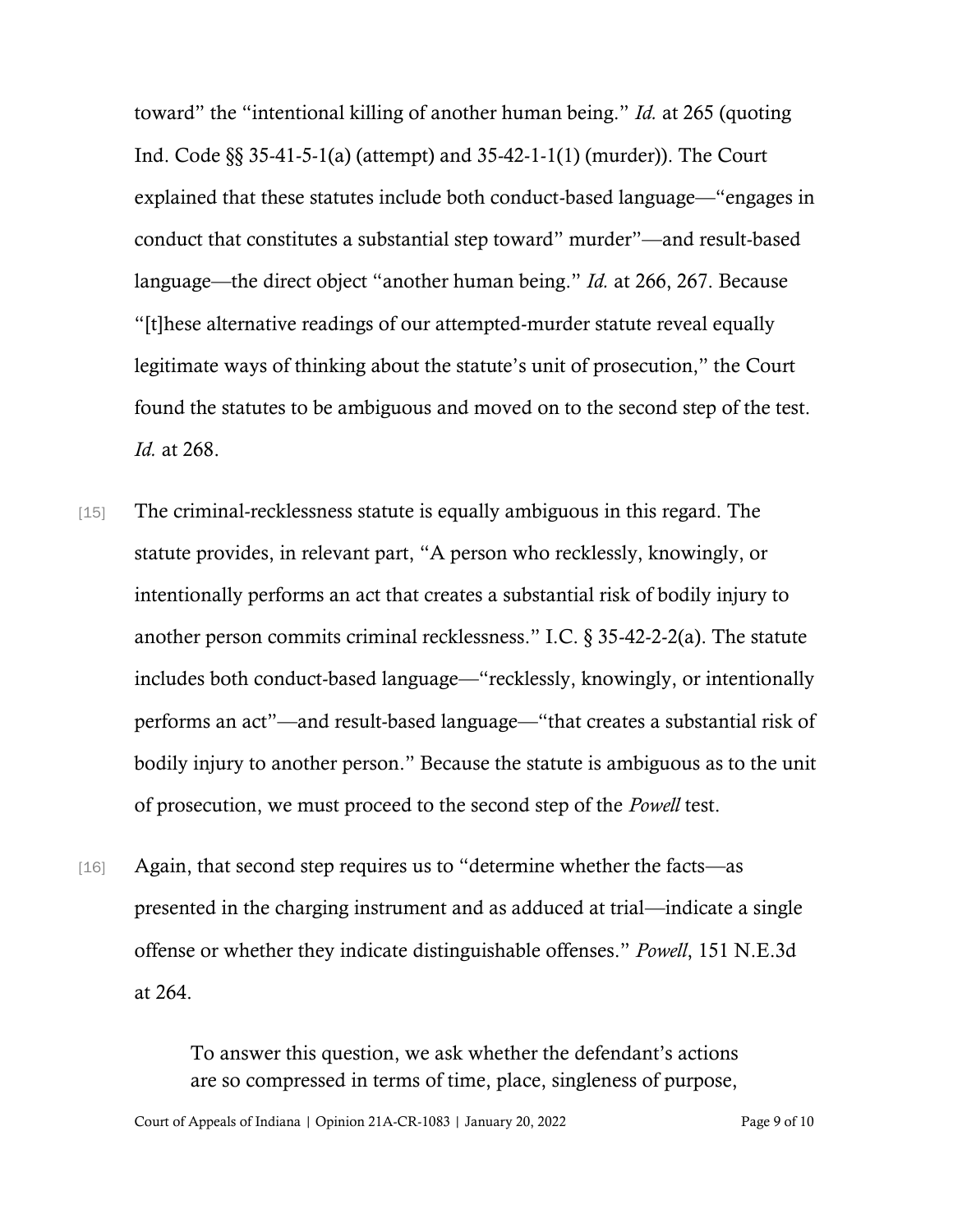toward" the "intentional killing of another human being." *Id.* at 265 (quoting Ind. Code §§ 35-41-5-1(a) (attempt) and 35-42-1-1(1) (murder)). The Court explained that these statutes include both conduct-based language—"engages in conduct that constitutes a substantial step toward" murder"—and result-based language—the direct object "another human being." *Id.* at 266, 267. Because "[t]hese alternative readings of our attempted-murder statute reveal equally legitimate ways of thinking about the statute's unit of prosecution," the Court found the statutes to be ambiguous and moved on to the second step of the test. *Id.* at 268.

[15] The criminal-recklessness statute is equally ambiguous in this regard. The statute provides, in relevant part, "A person who recklessly, knowingly, or intentionally performs an act that creates a substantial risk of bodily injury to another person commits criminal recklessness." I.C. § 35-42-2-2(a). The statute includes both conduct-based language—"recklessly, knowingly, or intentionally performs an act"—and result-based language—"that creates a substantial risk of bodily injury to another person." Because the statute is ambiguous as to the unit of prosecution, we must proceed to the second step of the *Powell* test.

[16] Again, that second step requires us to "determine whether the facts—as presented in the charging instrument and as adduced at trial—indicate a single offense or whether they indicate distinguishable offenses." *Powell*, 151 N.E.3d at 264.

> To answer this question, we ask whether the defendant's actions are so compressed in terms of time, place, singleness of purpose,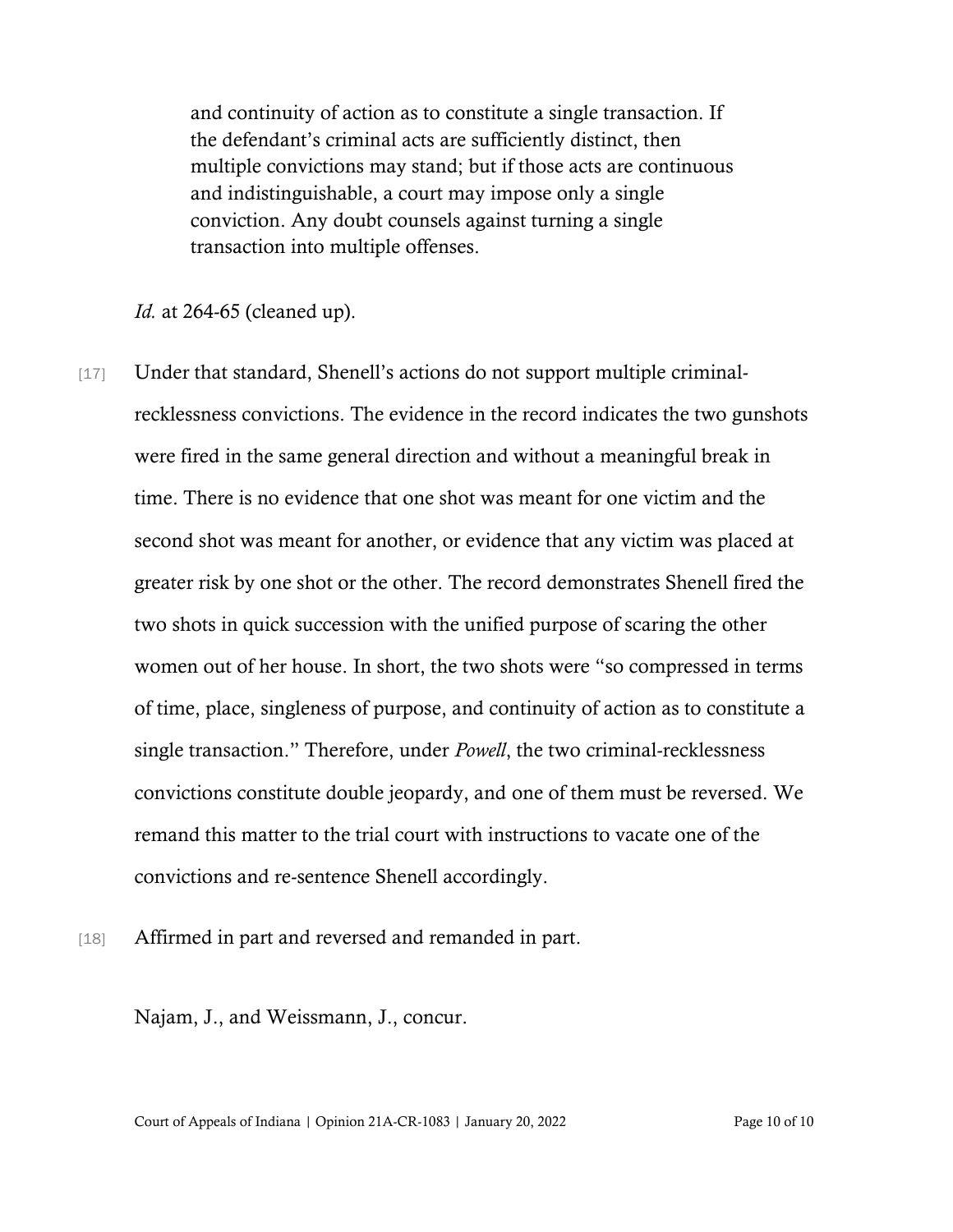> and continuity of action as to constitute a single transaction. If the defendant's criminal acts are sufficiently distinct, then multiple convictions may stand; but if those acts are continuous and indistinguishable, a court may impose only a single conviction. Any doubt counsels against turning a single transaction into multiple offenses.

*Id.* at 264-65 (cleaned up).

[17] Under that standard, Shenell's actions do not support multiple criminal-recklessness convictions. The evidence in the record indicates the two gunshots were fired in the same general direction and without a meaningful break in time. There is no evidence that one shot was meant for one victim and the second shot was meant for another, or evidence that any victim was placed at greater risk by one shot or the other. The record demonstrates Shenell fired the two shots in quick succession with the unified purpose of scaring the other women out of her house. In short, the two shots were "so compressed in terms of time, place, singleness of purpose, and continuity of action as to constitute a single transaction." Therefore, under *Powell*, the two criminal-recklessness convictions constitute double jeopardy, and one of them must be reversed. We remand this matter to the trial court with instructions to vacate one of the convictions and re-sentence Shenell accordingly.

[18] Affirmed in part and reversed and remanded in part.

Najam, J., and Weissmann, J., concur.